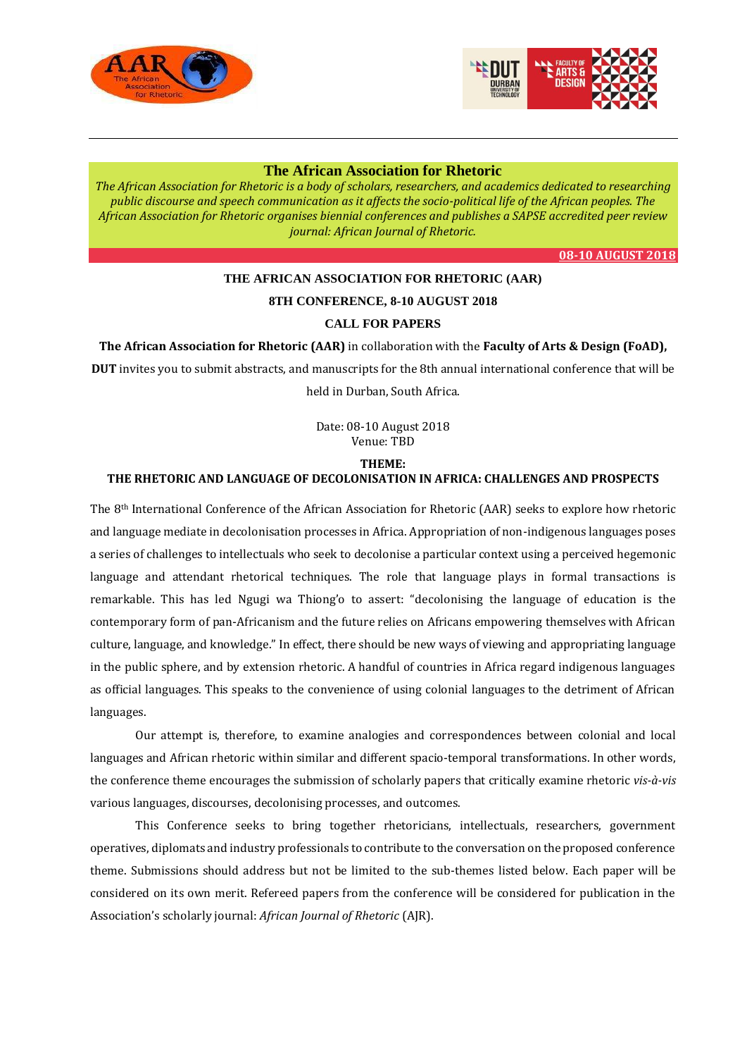## The African Association for Rhetoric

*The African Association for Rhetoric is a body of scholars, researchers, and academics dedicated to researching public discourse and speech communication as it affects the socio-political life of the African peoples. The African Association for Rhetoric organises biennial conferences and publishes a SAPSE accredited peer review journal: African Journal of Rhetoric.*

**08-10 AUGUST 2018**

**THE AFRICAN ASSOCIATION FOR RHETORIC (AAR)**

**8TH CONFERENCE, 8-10 AUGUST 2018**

**CALL FOR PAPERS**

**The African Association for Rhetoric (AAR)** in collaboration with the **Faculty of Arts & Design (FoAD), DUT** invites you to submit abstracts, and manuscripts for the 8th annual international conference that will be held in Durban, South Africa.

Date: 08-10 August 2018
Venue: TBD

**THEME:**
**THE RHETORIC AND LANGUAGE OF DECOLONISATION IN AFRICA: CHALLENGES AND PROSPECTS**

The 8th International Conference of the African Association for Rhetoric (AAR) seeks to explore how rhetoric and language mediate in decolonisation processes in Africa. Appropriation of non-indigenous languages poses a series of challenges to intellectuals who seek to decolonise a particular context using a perceived hegemonic language and attendant rhetorical techniques. The role that language plays in formal transactions is remarkable. This has led Ngugi wa Thiong'o to assert: "decolonising the language of education is the contemporary form of pan-Africanism and the future relies on Africans empowering themselves with African culture, language, and knowledge." In effect, there should be new ways of viewing and appropriating language in the public sphere, and by extension rhetoric. A handful of countries in Africa regard indigenous languages as official languages. This speaks to the convenience of using colonial languages to the detriment of African languages.

Our attempt is, therefore, to examine analogies and correspondences between colonial and local languages and African rhetoric within similar and different spacio-temporal transformations. In other words, the conference theme encourages the submission of scholarly papers that critically examine rhetoric *vis-à-vis* various languages, discourses, decolonising processes, and outcomes.

This Conference seeks to bring together rhetoricians, intellectuals, researchers, government operatives, diplomats and industry professionals to contribute to the conversation on the proposed conference theme. Submissions should address but not be limited to the sub-themes listed below. Each paper will be considered on its own merit. Refereed papers from the conference will be considered for publication in the Association's scholarly journal: *African Journal of Rhetoric* (AJR).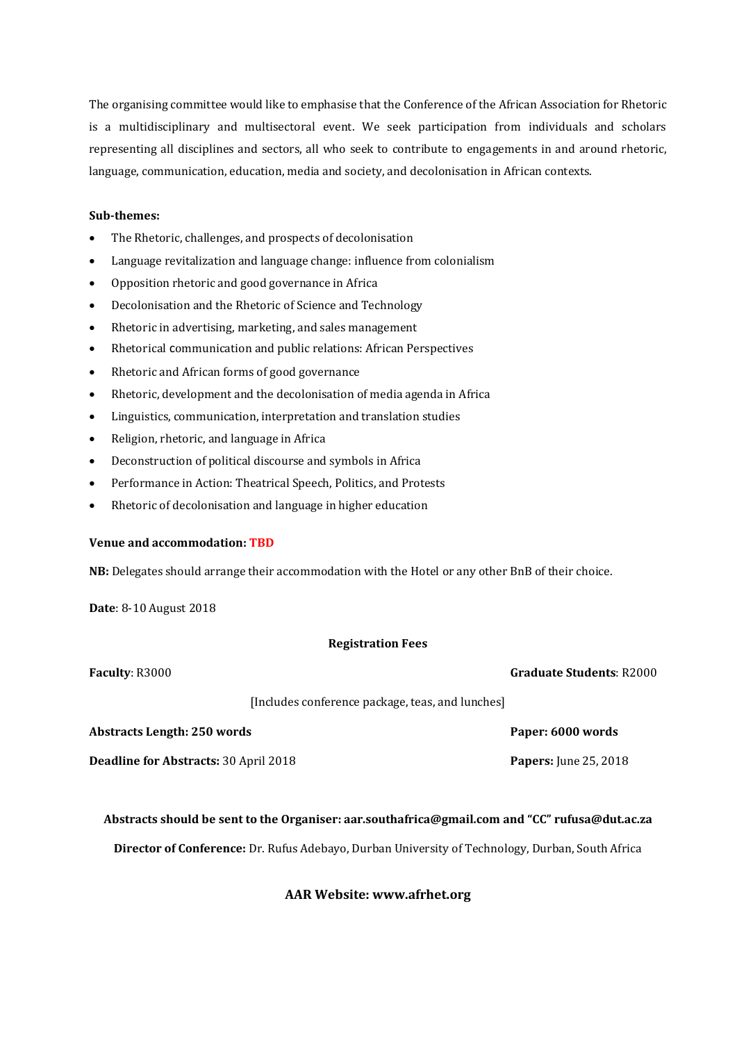The organising committee would like to emphasise that the Conference of the African Association for Rhetoric is a multidisciplinary and multisectoral event. We seek participation from individuals and scholars representing all disciplines and sectors, all who seek to contribute to engagements in and around rhetoric, language, communication, education, media and society, and decolonisation in African contexts.

**Sub-themes:**

- The Rhetoric, challenges, and prospects of decolonisation
- Language revitalization and language change: influence from colonialism
- Opposition rhetoric and good governance in Africa
- Decolonisation and the Rhetoric of Science and Technology
- Rhetoric in advertising, marketing, and sales management
- Rhetorical communication and public relations: African Perspectives
- Rhetoric and African forms of good governance
- Rhetoric, development and the decolonisation of media agenda in Africa
- Linguistics, communication, interpretation and translation studies
- Religion, rhetoric, and language in Africa
- Deconstruction of political discourse and symbols in Africa
- Performance in Action: Theatrical Speech, Politics, and Protests
- Rhetoric of decolonisation and language in higher education

**Venue and accommodation: TBD**

**NB:** Delegates should arrange their accommodation with the Hotel or any other BnB of their choice.

**Date**: 8-10 August 2018

**Registration Fees**

**Faculty**: R3000

**Graduate Students**: R2000

[Includes conference package, teas, and lunches]

**Abstracts Length: 250 words**

**Paper: 6000 words**

**Deadline for Abstracts:** 30 April 2018

**Papers:** June 25, 2018

**Abstracts should be sent to the Organiser: aar.southafrica@gmail.com and "CC" rufusa@dut.ac.za**

**Director of Conference:** Dr. Rufus Adebayo, Durban University of Technology, Durban, South Africa

**AAR Website: www.afrhet.org**